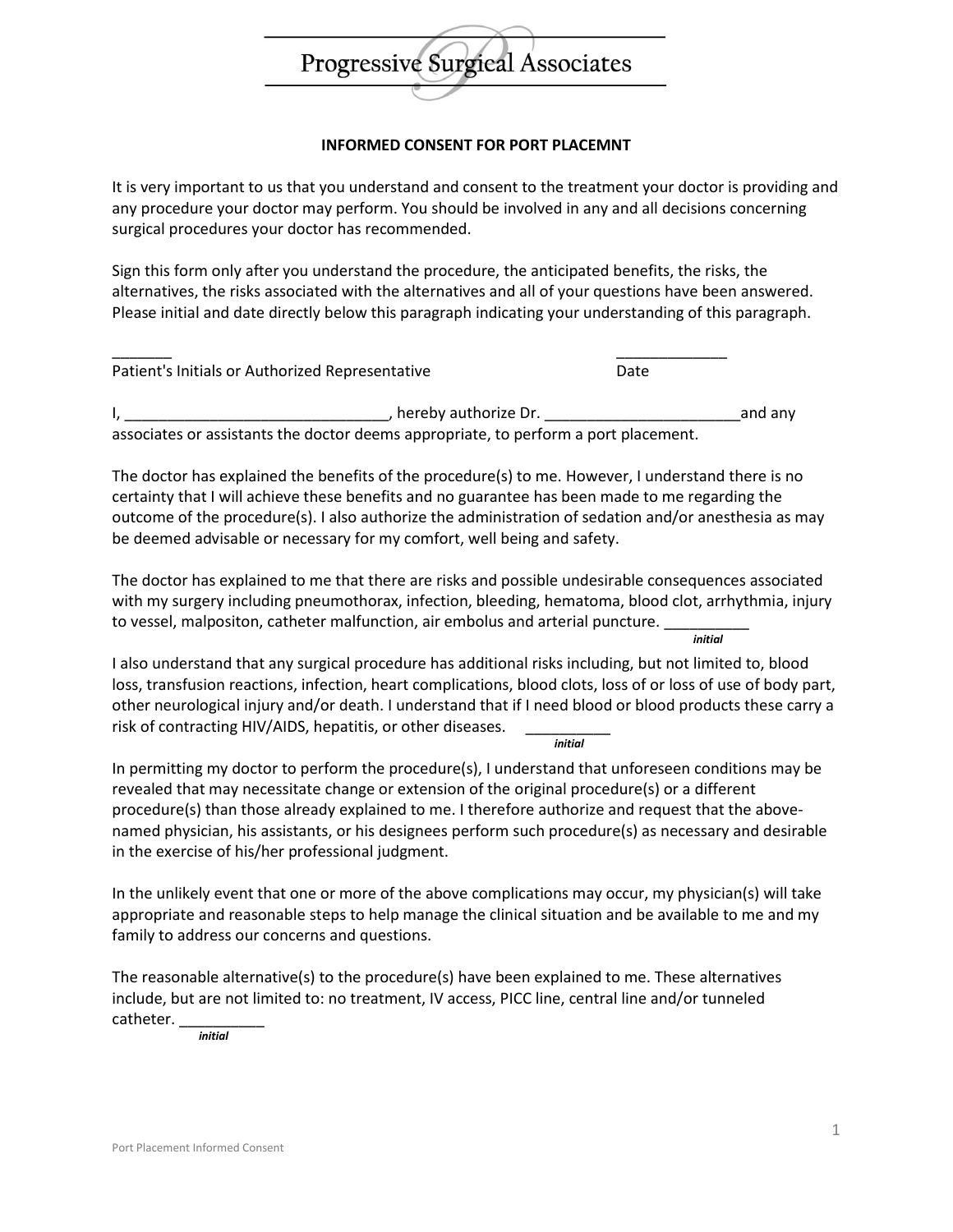Progressive Surgical Associates

## INFORMED CONSENT FOR PORT PLACEMNT

It is very important to us that you understand and consent to the treatment your doctor is providing and any procedure your doctor may perform. You should be involved in any and all decisions concerning surgical procedures your doctor has recommended.

Sign this form only after you understand the procedure, the anticipated benefits, the risks, the alternatives, the risks associated with the alternatives and all of your questions have been answered. Please initial and date directly below this paragraph indicating your understanding of this paragraph.

_______ _____________
Patient's Initials or Authorized Representative Date

I, _______________________________, hereby authorize Dr. _______________________and any associates or assistants the doctor deems appropriate, to perform a port placement.

The doctor has explained the benefits of the procedure(s) to me. However, I understand there is no certainty that I will achieve these benefits and no guarantee has been made to me regarding the outcome of the procedure(s). I also authorize the administration of sedation and/or anesthesia as may be deemed advisable or necessary for my comfort, well being and safety.

The doctor has explained to me that there are risks and possible undesirable consequences associated with my surgery including pneumothorax, infection, bleeding, hematoma, blood clot, arrhythmia, injury to vessel, malpositon, catheter malfunction, air embolus and arterial puncture. __________
***initial***

I also understand that any surgical procedure has additional risks including, but not limited to, blood loss, transfusion reactions, infection, heart complications, blood clots, loss of or loss of use of body part, other neurological injury and/or death. I understand that if I need blood or blood products these carry a risk of contracting HIV/AIDS, hepatitis, or other diseases. __________
***initial***

In permitting my doctor to perform the procedure(s), I understand that unforeseen conditions may be revealed that may necessitate change or extension of the original procedure(s) or a different procedure(s) than those already explained to me. I therefore authorize and request that the above-named physician, his assistants, or his designees perform such procedure(s) as necessary and desirable in the exercise of his/her professional judgment.

In the unlikely event that one or more of the above complications may occur, my physician(s) will take appropriate and reasonable steps to help manage the clinical situation and be available to me and my family to address our concerns and questions.

The reasonable alternative(s) to the procedure(s) have been explained to me. These alternatives include, but are not limited to: no treatment, IV access, PICC line, central line and/or tunneled catheter. __________
***initial***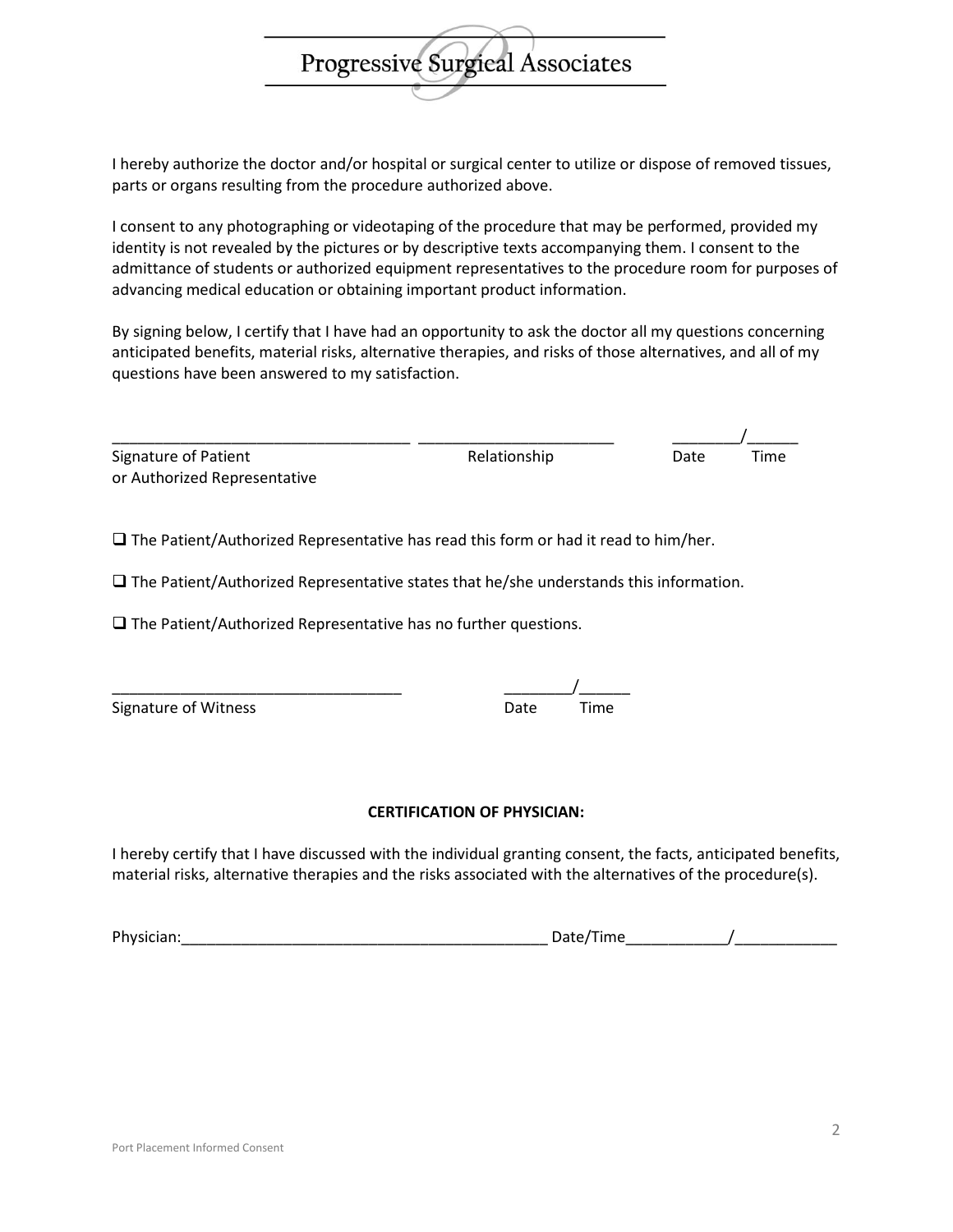I hereby authorize the doctor and/or hospital or surgical center to utilize or dispose of removed tissues, parts or organs resulting from the procedure authorized above.

I consent to any photographing or videotaping of the procedure that may be performed, provided my identity is not revealed by the pictures or by descriptive texts accompanying them. I consent to the admittance of students or authorized equipment representatives to the procedure room for purposes of advancing medical education or obtaining important product information.

By signing below, I certify that I have had an opportunity to ask the doctor all my questions concerning anticipated benefits, material risks, alternative therapies, and risks of those alternatives, and all of my questions have been answered to my satisfaction.

___________________________________ ______________________ ________/______

Signature of Patient or Authorized Representative — Relationship — Date — Time

☐ The Patient/Authorized Representative has read this form or had it read to him/her.

☐ The Patient/Authorized Representative states that he/she understands this information.

☐ The Patient/Authorized Representative has no further questions.

__________________________________ ________/______

Signature of Witness — Date — Time

**CERTIFICATION OF PHYSICIAN:**

I hereby certify that I have discussed with the individual granting consent, the facts, anticipated benefits, material risks, alternative therapies and the risks associated with the alternatives of the procedure(s).

Physician:____________________________________________ Date/Time____________/____________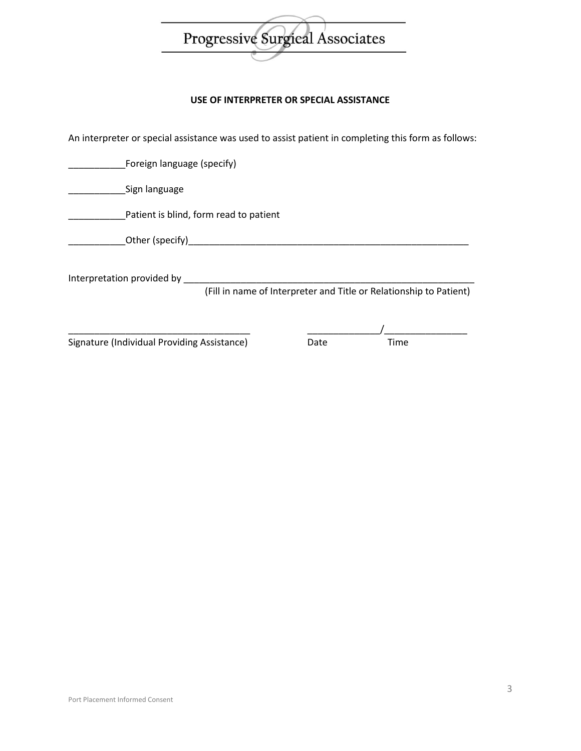Progressive Surgical Associates

**USE OF INTERPRETER OR SPECIAL ASSISTANCE**

An interpreter or special assistance was used to assist patient in completing this form as follows:

___________Foreign language (specify)

___________Sign language

___________Patient is blind, form read to patient

___________Other (specify)_________________________________________________________

Interpretation provided by ___________________________________________________________
(Fill in name of Interpreter and Title or Relationship to Patient)

___________________________________ ______________/________________
Signature (Individual Providing Assistance) Date Time

Port Placement Informed Consent